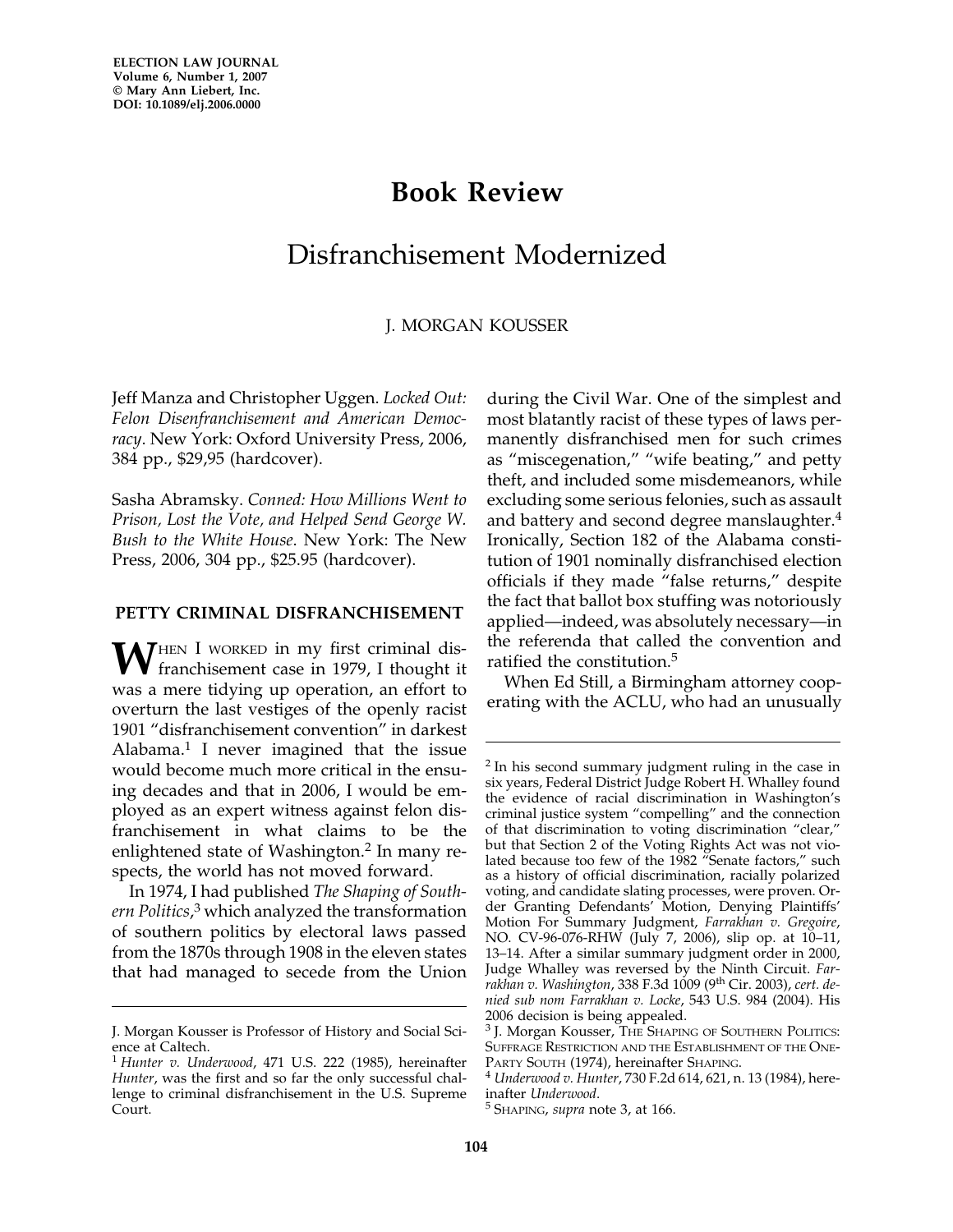# Book Review

## Disfranchisement Modernized

J. MORGAN KOUSSER

Jeff Manza and Christopher Uggen. *Locked Out: Felon Disenfranchisement and American Democracy*. New York: Oxford University Press, 2006, 384 pp., $29,95 (hardcover).

Sasha Abramsky. *Conned: How Millions Went to Prison, Lost the Vote, and Helped Send George W. Bush to the White House*. New York: The New Press, 2006, 304 pp., $25.95 (hardcover).

### PETTY CRIMINAL DISFRANCHISEMENT

WHEN I WORKED in my first criminal disfranchisement case in 1979, I thought it was a mere tidying up operation, an effort to overturn the last vestiges of the openly racist 1901 "disfranchisement convention" in darkest Alabama.[1] I never imagined that the issue would become much more critical in the ensuing decades and that in 2006, I would be employed as an expert witness against felon disfranchisement in what claims to be the enlightened state of Washington.[2] In many respects, the world has not moved forward.

In 1974, I had published *The Shaping of Southern Politics*,[3] which analyzed the transformation of southern politics by electoral laws passed from the 1870s through 1908 in the eleven states that had managed to secede from the Union during the Civil War. One of the simplest and most blatantly racist of these types of laws permanently disfranchised men for such crimes as "miscegenation," "wife beating," and petty theft, and included some misdemeanors, while excluding some serious felonies, such as assault and battery and second degree manslaughter.[4] Ironically, Section 182 of the Alabama constitution of 1901 nominally disfranchised election officials if they made "false returns," despite the fact that ballot box stuffing was notoriously applied—indeed, was absolutely necessary—in the referenda that called the convention and ratified the constitution.[5]

When Ed Still, a Birmingham attorney cooperating with the ACLU, who had an unusually

---

J. Morgan Kousser is Professor of History and Social Science at Caltech.

[1] *Hunter v. Underwood*, 471 U.S. 222 (1985), hereinafter *Hunter*, was the first and so far the only successful challenge to criminal disfranchisement in the U.S. Supreme Court.

[2] In his second summary judgment ruling in the case in six years, Federal District Judge Robert H. Whalley found the evidence of racial discrimination in Washington's criminal justice system "compelling" and the connection of that discrimination to voting discrimination "clear," but that Section 2 of the Voting Rights Act was not violated because too few of the 1982 "Senate factors," such as a history of official discrimination, racially polarized voting, and candidate slating processes, were proven. Order Granting Defendants' Motion, Denying Plaintiffs' Motion For Summary Judgment, *Farrakhan v. Gregoire*, NO. CV-96-076-RHW (July 7, 2006), slip op. at 10–11, 13–14. After a similar summary judgment order in 2000, Judge Whalley was reversed by the Ninth Circuit. *Farrakhan v. Washington*, 338 F.3d 1009 (9th Cir. 2003), *cert. denied sub nom Farrakhan v. Locke*, 543 U.S. 984 (2004). His 2006 decision is being appealed.

[3] J. Morgan Kousser, THE SHAPING OF SOUTHERN POLITICS: SUFFRAGE RESTRICTION AND THE ESTABLISHMENT OF THE ONE-PARTY SOUTH (1974), hereinafter SHAPING.

[4] *Underwood v. Hunter*, 730 F.2d 614, 621, n. 13 (1984), hereinafter *Underwood*.

[5] SHAPING, *supra* note 3, at 166.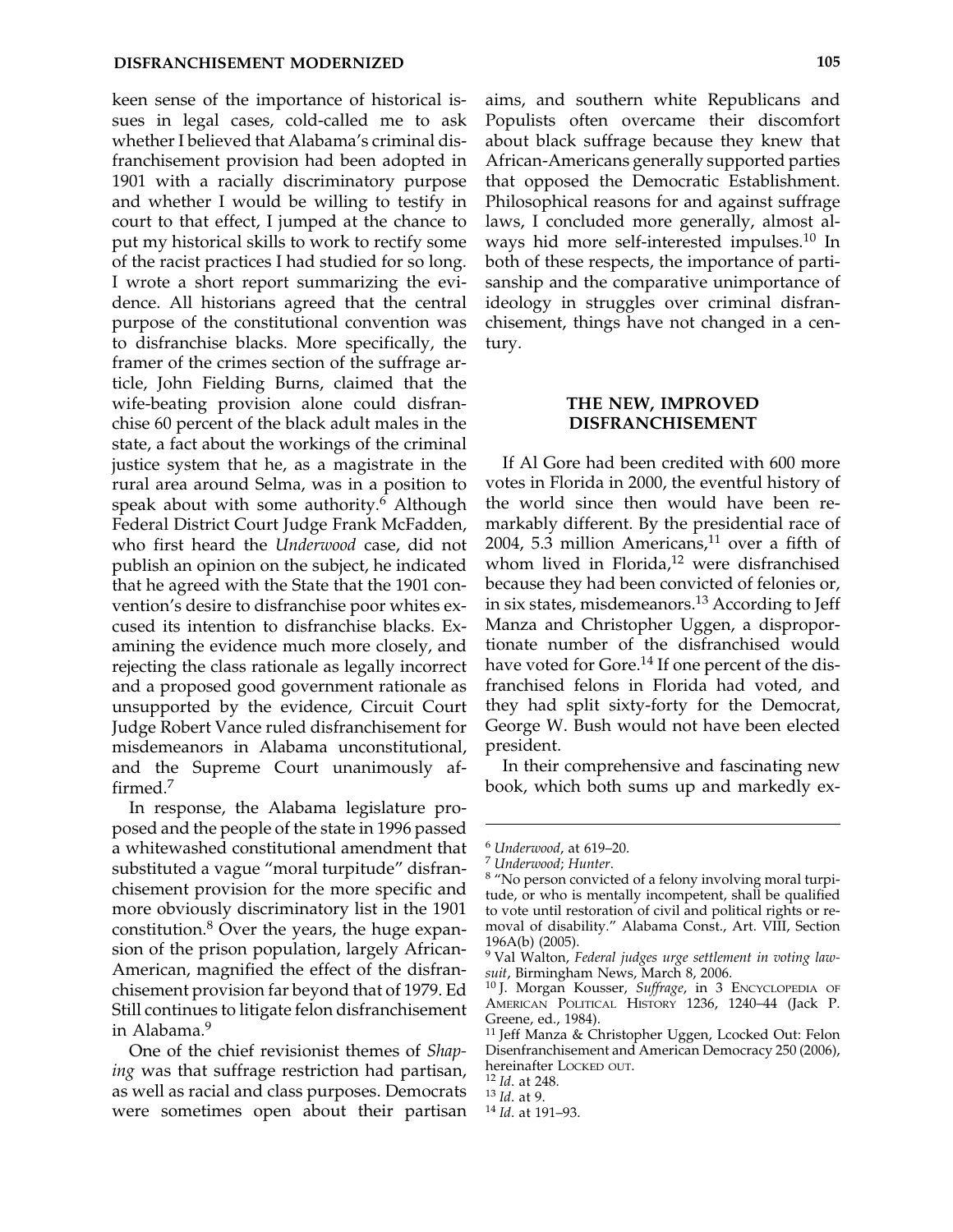keen sense of the importance of historical issues in legal cases, cold-called me to ask whether I believed that Alabama's criminal disfranchisement provision had been adopted in 1901 with a racially discriminatory purpose and whether I would be willing to testify in court to that effect, I jumped at the chance to put my historical skills to work to rectify some of the racist practices I had studied for so long. I wrote a short report summarizing the evidence. All historians agreed that the central purpose of the constitutional convention was to disfranchise blacks. More specifically, the framer of the crimes section of the suffrage article, John Fielding Burns, claimed that the wife-beating provision alone could disfranchise 60 percent of the black adult males in the state, a fact about the workings of the criminal justice system that he, as a magistrate in the rural area around Selma, was in a position to speak about with some authority.[6] Although Federal District Court Judge Frank McFadden, who first heard the *Underwood* case, did not publish an opinion on the subject, he indicated that he agreed with the State that the 1901 convention's desire to disfranchise poor whites excused its intention to disfranchise blacks. Examining the evidence much more closely, and rejecting the class rationale as legally incorrect and a proposed good government rationale as unsupported by the evidence, Circuit Court Judge Robert Vance ruled disfranchisement for misdemeanors in Alabama unconstitutional, and the Supreme Court unanimously affirmed.[7]

In response, the Alabama legislature proposed and the people of the state in 1996 passed a whitewashed constitutional amendment that substituted a vague "moral turpitude" disfranchisement provision for the more specific and more obviously discriminatory list in the 1901 constitution.[8] Over the years, the huge expansion of the prison population, largely African-American, magnified the effect of the disfranchisement provision far beyond that of 1979. Ed Still continues to litigate felon disfranchisement in Alabama.[9]

One of the chief revisionist themes of *Shaping* was that suffrage restriction had partisan, as well as racial and class purposes. Democrats were sometimes open about their partisan aims, and southern white Republicans and Populists often overcame their discomfort about black suffrage because they knew that African-Americans generally supported parties that opposed the Democratic Establishment. Philosophical reasons for and against suffrage laws, I concluded more generally, almost always hid more self-interested impulses.[10] In both of these respects, the importance of partisanship and the comparative unimportance of ideology in struggles over criminal disfranchisement, things have not changed in a century.

## THE NEW, IMPROVED DISFRANCHISEMENT

If Al Gore had been credited with 600 more votes in Florida in 2000, the eventful history of the world since then would have been remarkably different. By the presidential race of 2004, 5.3 million Americans,[11] over a fifth of whom lived in Florida,[12] were disfranchised because they had been convicted of felonies or, in six states, misdemeanors.[13] According to Jeff Manza and Christopher Uggen, a disproportionate number of the disfranchised would have voted for Gore.[14] If one percent of the disfranchised felons in Florida had voted, and they had split sixty-forty for the Democrat, George W. Bush would not have been elected president.

In their comprehensive and fascinating new book, which both sums up and markedly ex-

---

[6] *Underwood*, at 619–20.

[7] *Underwood*; *Hunter*.

[8] "No person convicted of a felony involving moral turpitude, or who is mentally incompetent, shall be qualified to vote until restoration of civil and political rights or removal of disability." Alabama Const., Art. VIII, Section 196A(b) (2005).

[9] Val Walton, *Federal judges urge settlement in voting lawsuit*, Birmingham News, March 8, 2006.

[10] J. Morgan Kousser, *Suffrage*, in 3 Encyclopedia of American Political History 1236, 1240–44 (Jack P. Greene, ed., 1984).

[11] Jeff Manza & Christopher Uggen, Lcocked Out: Felon Disenfranchisement and American Democracy 250 (2006), hereinafter Locked out.

[12] *Id*. at 248.

[13] *Id*. at 9.

[14] *Id*. at 191–93.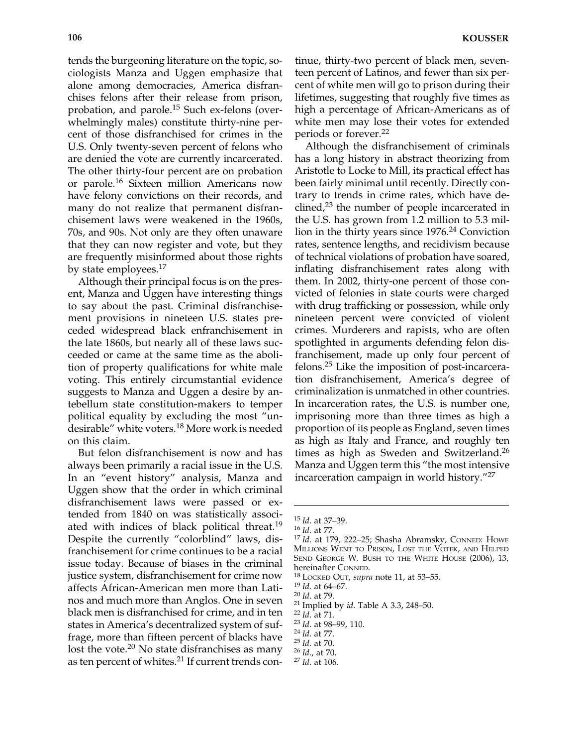tends the burgeoning literature on the topic, sociologists Manza and Uggen emphasize that alone among democracies, America disfranchises felons after their release from prison, probation, and parole.[15] Such ex-felons (overwhelmingly males) constitute thirty-nine percent of those disfranchised for crimes in the U.S. Only twenty-seven percent of felons who are denied the vote are currently incarcerated. The other thirty-four percent are on probation or parole.[16] Sixteen million Americans now have felony convictions on their records, and many do not realize that permanent disfranchisement laws were weakened in the 1960s, 70s, and 90s. Not only are they often unaware that they can now register and vote, but they are frequently misinformed about those rights by state employees.[17]

Although their principal focus is on the present, Manza and Uggen have interesting things to say about the past. Criminal disfranchisement provisions in nineteen U.S. states preceded widespread black enfranchisement in the late 1860s, but nearly all of these laws succeeded or came at the same time as the abolition of property qualifications for white male voting. This entirely circumstantial evidence suggests to Manza and Uggen a desire by antebellum state constitution-makers to temper political equality by excluding the most "undesirable" white voters.[18] More work is needed on this claim.

But felon disfranchisement is now and has always been primarily a racial issue in the U.S. In an "event history" analysis, Manza and Uggen show that the order in which criminal disfranchisement laws were passed or extended from 1840 on was statistically associated with indices of black political threat.[19] Despite the currently "colorblind" laws, disfranchisement for crime continues to be a racial issue today. Because of biases in the criminal justice system, disfranchisement for crime now affects African-American men more than Latinos and much more than Anglos. One in seven black men is disfranchised for crime, and in ten states in America's decentralized system of suffrage, more than fifteen percent of blacks have lost the vote.[20] No state disfranchises as many as ten percent of whites.[21] If current trends continue, thirty-two percent of black men, seventeen percent of Latinos, and fewer than six percent of white men will go to prison during their lifetimes, suggesting that roughly five times as high a percentage of African-Americans as of white men may lose their votes for extended periods or forever.[22]

Although the disfranchisement of criminals has a long history in abstract theorizing from Aristotle to Locke to Mill, its practical effect has been fairly minimal until recently. Directly contrary to trends in crime rates, which have declined,[23] the number of people incarcerated in the U.S. has grown from 1.2 million to 5.3 million in the thirty years since 1976.[24] Conviction rates, sentence lengths, and recidivism because of technical violations of probation have soared, inflating disfranchisement rates along with them. In 2002, thirty-one percent of those convicted of felonies in state courts were charged with drug trafficking or possession, while only nineteen percent were convicted of violent crimes. Murderers and rapists, who are often spotlighted in arguments defending felon disfranchisement, made up only four percent of felons.[25] Like the imposition of post-incarceration disfranchisement, America's degree of criminalization is unmatched in other countries. In incarceration rates, the U.S. is number one, imprisoning more than three times as high a proportion of its people as England, seven times as high as Italy and France, and roughly ten times as high as Sweden and Switzerland.[26] Manza and Uggen term this "the most intensive incarceration campaign in world history."[27]

---

[15] *Id*. at 37–39.
[16] *Id*. at 77.
[17] *Id*. at 179, 222–25; Shasha Abramsky, Conned: Howe Millions Went to Prison, Lost the Votek, and Helped Send George W. Bush to the White House (2006), 13, hereinafter Conned.
[18] Locked Out, *supra* note 11, at 53–55.
[19] *Id*. at 64–67.
[20] *Id*. at 79.
[21] Implied by *id*. Table A 3.3, 248–50.
[22] *Id*. at 71.
[23] *Id*. at 98–99, 110.
[24] *Id*. at 77.
[25] *Id*. at 70.
[26] *Id*., at 70.
[27] *Id*. at 106.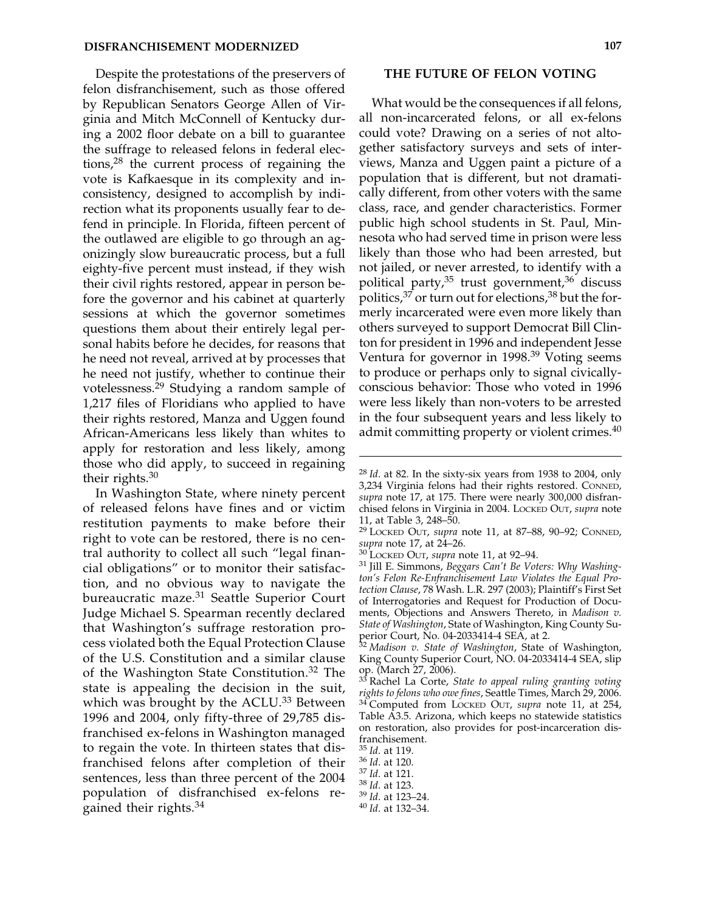Despite the protestations of the preservers of felon disfranchisement, such as those offered by Republican Senators George Allen of Virginia and Mitch McConnell of Kentucky during a 2002 floor debate on a bill to guarantee the suffrage to released felons in federal elections,[28] the current process of regaining the vote is Kafkaesque in its complexity and inconsistency, designed to accomplish by indirection what its proponents usually fear to defend in principle. In Florida, fifteen percent of the outlawed are eligible to go through an agonizingly slow bureaucratic process, but a full eighty-five percent must instead, if they wish their civil rights restored, appear in person before the governor and his cabinet at quarterly sessions at which the governor sometimes questions them about their entirely legal personal habits before he decides, for reasons that he need not reveal, arrived at by processes that he need not justify, whether to continue their votelessness.[29] Studying a random sample of 1,217 files of Floridians who applied to have their rights restored, Manza and Uggen found African-Americans less likely than whites to apply for restoration and less likely, among those who did apply, to succeed in regaining their rights.[30]

In Washington State, where ninety percent of released felons have fines and or victim restitution payments to make before their right to vote can be restored, there is no central authority to collect all such "legal financial obligations" or to monitor their satisfaction, and no obvious way to navigate the bureaucratic maze.[31] Seattle Superior Court Judge Michael S. Spearman recently declared that Washington's suffrage restoration process violated both the Equal Protection Clause of the U.S. Constitution and a similar clause of the Washington State Constitution.[32] The state is appealing the decision in the suit, which was brought by the ACLU.[33] Between 1996 and 2004, only fifty-three of 29,785 disfranchised ex-felons in Washington managed to regain the vote. In thirteen states that disfranchised felons after completion of their sentences, less than three percent of the 2004 population of disfranchised ex-felons regained their rights.[34]

## THE FUTURE OF FELON VOTING

What would be the consequences if all felons, all non-incarcerated felons, or all ex-felons could vote? Drawing on a series of not altogether satisfactory surveys and sets of interviews, Manza and Uggen paint a picture of a population that is different, but not dramatically different, from other voters with the same class, race, and gender characteristics. Former public high school students in St. Paul, Minnesota who had served time in prison were less likely than those who had been arrested, but not jailed, or never arrested, to identify with a political party,[35] trust government,[36] discuss politics,[37] or turn out for elections,[38] but the formerly incarcerated were even more likely than others surveyed to support Democrat Bill Clinton for president in 1996 and independent Jesse Ventura for governor in 1998.[39] Voting seems to produce or perhaps only to signal civically-conscious behavior: Those who voted in 1996 were less likely than non-voters to be arrested in the four subsequent years and less likely to admit committing property or violent crimes.[40]

---

[28] *Id*. at 82. In the sixty-six years from 1938 to 2004, only 3,234 Virginia felons had their rights restored. CONNED, *supra* note 17, at 175. There were nearly 300,000 disfranchised felons in Virginia in 2004. LOCKED OUT, *supra* note 11, at Table 3, 248–50.

[29] LOCKED OUT, *supra* note 11, at 87–88, 90–92; CONNED, *supra* note 17, at 24–26.

[30] LOCKED OUT, *supra* note 11, at 92–94.

[31] Jill E. Simmons, *Beggars Can't Be Voters: Why Washington's Felon Re-Enfranchisement Law Violates the Equal Protection Clause*, 78 Wash. L.R. 297 (2003); Plaintiff's First Set of Interrogatories and Request for Production of Documents, Objections and Answers Thereto, in *Madison v. State of Washington*, State of Washington, King County Superior Court, No. 04-2033414-4 SEA, at 2.

[32] *Madison v. State of Washington*, State of Washington, King County Superior Court, NO. 04-2033414-4 SEA, slip op. (March 27, 2006).

[33] Rachel La Corte, *State to appeal ruling granting voting rights to felons who owe fines*, Seattle Times, March 29, 2006.

[34] Computed from LOCKED OUT, *supra* note 11, at 254, Table A3.5. Arizona, which keeps no statewide statistics on restoration, also provides for post-incarceration disfranchisement.

[35] *Id*. at 119.

[36] *Id*. at 120.

[37] *Id*. at 121.

[38] *Id*. at 123.

[39] *Id*. at 123–24.

[40] *Id*. at 132–34.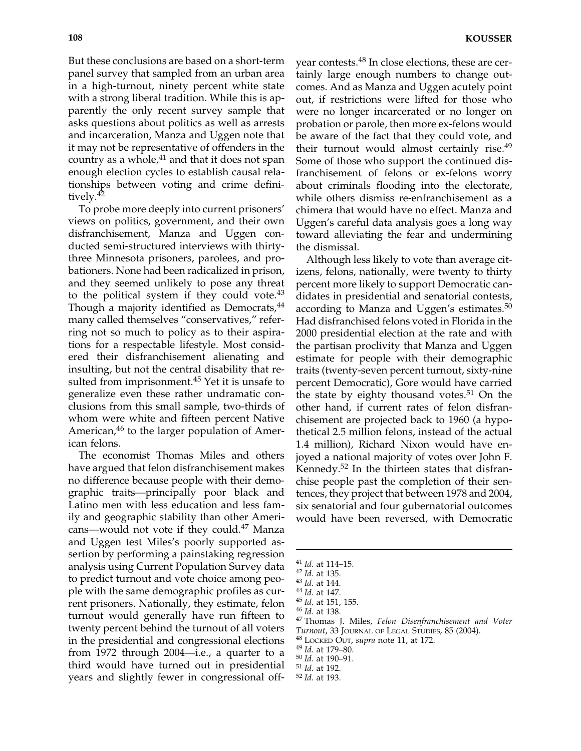But these conclusions are based on a short-term panel survey that sampled from an urban area in a high-turnout, ninety percent white state with a strong liberal tradition. While this is apparently the only recent survey sample that asks questions about politics as well as arrests and incarceration, Manza and Uggen note that it may not be representative of offenders in the country as a whole,[41] and that it does not span enough election cycles to establish causal relationships between voting and crime definitively.[42]

To probe more deeply into current prisoners' views on politics, government, and their own disfranchisement, Manza and Uggen conducted semi-structured interviews with thirty-three Minnesota prisoners, parolees, and probationers. None had been radicalized in prison, and they seemed unlikely to pose any threat to the political system if they could vote.[43] Though a majority identified as Democrats,[44] many called themselves "conservatives," referring not so much to policy as to their aspirations for a respectable lifestyle. Most considered their disfranchisement alienating and insulting, but not the central disability that resulted from imprisonment.[45] Yet it is unsafe to generalize even these rather undramatic conclusions from this small sample, two-thirds of whom were white and fifteen percent Native American,[46] to the larger population of American felons.

The economist Thomas Miles and others have argued that felon disfranchisement makes no difference because people with their demographic traits—principally poor black and Latino men with less education and less family and geographic stability than other Americans—would not vote if they could.[47] Manza and Uggen test Miles's poorly supported assertion by performing a painstaking regression analysis using Current Population Survey data to predict turnout and vote choice among people with the same demographic profiles as current prisoners. Nationally, they estimate, felon turnout would generally have run fifteen to twenty percent behind the turnout of all voters in the presidential and congressional elections from 1972 through 2004—i.e., a quarter to a third would have turned out in presidential years and slightly fewer in congressional off-year contests.[48] In close elections, these are certainly large enough numbers to change outcomes. And as Manza and Uggen acutely point out, if restrictions were lifted for those who were no longer incarcerated or no longer on probation or parole, then more ex-felons would be aware of the fact that they could vote, and their turnout would almost certainly rise.[49] Some of those who support the continued disfranchisement of felons or ex-felons worry about criminals flooding into the electorate, while others dismiss re-enfranchisement as a chimera that would have no effect. Manza and Uggen's careful data analysis goes a long way toward alleviating the fear and undermining the dismissal.

Although less likely to vote than average citizens, felons, nationally, were twenty to thirty percent more likely to support Democratic candidates in presidential and senatorial contests, according to Manza and Uggen's estimates.[50] Had disfranchised felons voted in Florida in the 2000 presidential election at the rate and with the partisan proclivity that Manza and Uggen estimate for people with their demographic traits (twenty-seven percent turnout, sixty-nine percent Democratic), Gore would have carried the state by eighty thousand votes.[51] On the other hand, if current rates of felon disfranchisement are projected back to 1960 (a hypothetical 2.5 million felons, instead of the actual 1.4 million), Richard Nixon would have enjoyed a national majority of votes over John F. Kennedy.[52] In the thirteen states that disfranchise people past the completion of their sentences, they project that between 1978 and 2004, six senatorial and four gubernatorial outcomes would have been reversed, with Democratic

---

[41] *Id*. at 114–15.
[42] *Id*. at 135.
[43] *Id*. at 144.
[44] *Id*. at 147.
[45] *Id*. at 151, 155.
[46] *Id*. at 138.
[47] Thomas J. Miles, *Felon Disenfranchisement and Voter Turnout*, 33 JOURNAL OF LEGAL STUDIES, 85 (2004).
[48] LOCKED OUT, *supra* note 11, at 172.
[49] *Id*. at 179–80.
[50] *Id*. at 190–91.
[51] *Id*. at 192.
[52] *Id*. at 193.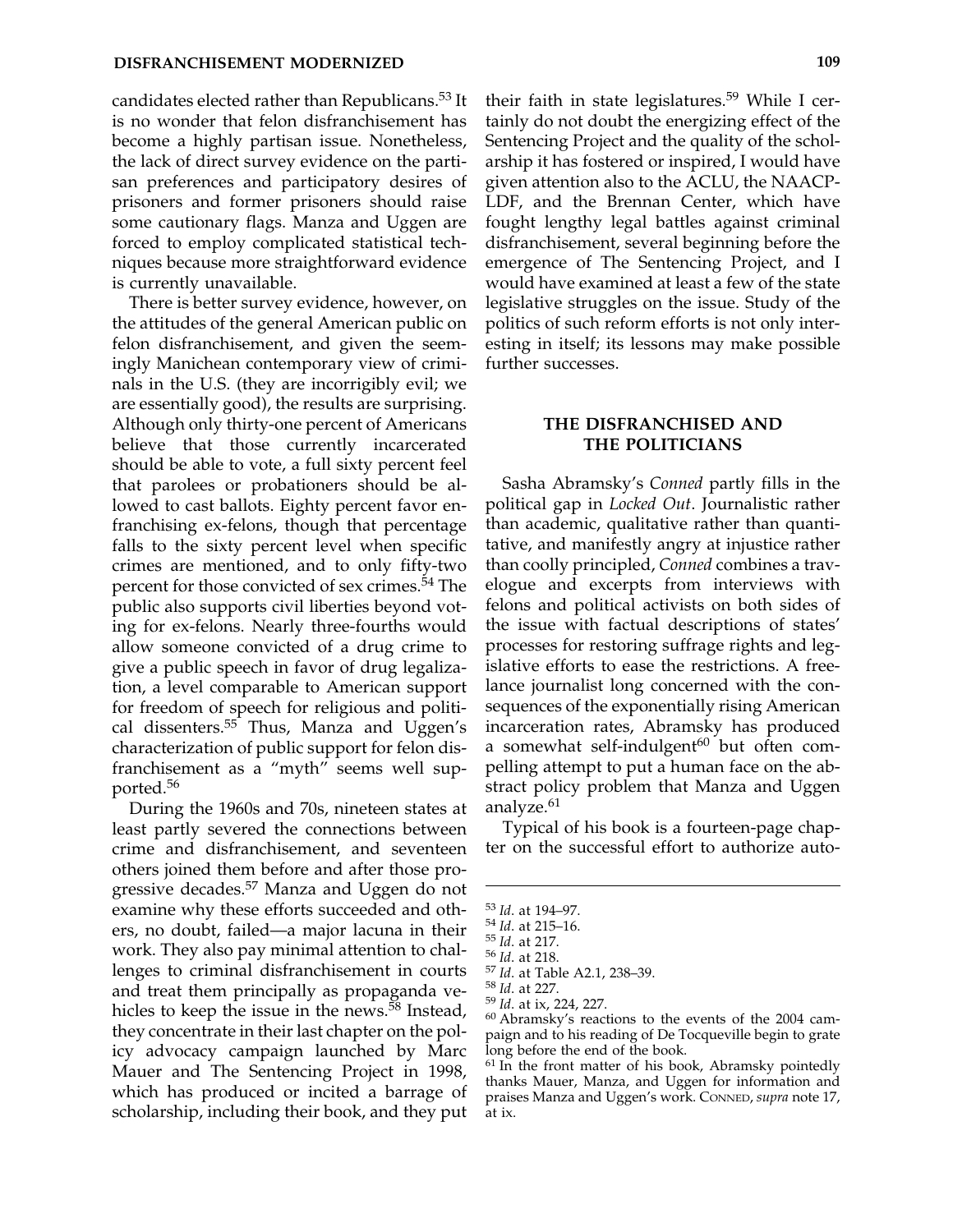candidates elected rather than Republicans.[53] It is no wonder that felon disfranchisement has become a highly partisan issue. Nonetheless, the lack of direct survey evidence on the partisan preferences and participatory desires of prisoners and former prisoners should raise some cautionary flags. Manza and Uggen are forced to employ complicated statistical techniques because more straightforward evidence is currently unavailable.

There is better survey evidence, however, on the attitudes of the general American public on felon disfranchisement, and given the seemingly Manichean contemporary view of criminals in the U.S. (they are incorrigibly evil; we are essentially good), the results are surprising. Although only thirty-one percent of Americans believe that those currently incarcerated should be able to vote, a full sixty percent feel that parolees or probationers should be allowed to cast ballots. Eighty percent favor enfranchising ex-felons, though that percentage falls to the sixty percent level when specific crimes are mentioned, and to only fifty-two percent for those convicted of sex crimes.[54] The public also supports civil liberties beyond voting for ex-felons. Nearly three-fourths would allow someone convicted of a drug crime to give a public speech in favor of drug legalization, a level comparable to American support for freedom of speech for religious and political dissenters.[55] Thus, Manza and Uggen's characterization of public support for felon disfranchisement as a "myth" seems well supported.[56]

During the 1960s and 70s, nineteen states at least partly severed the connections between crime and disfranchisement, and seventeen others joined them before and after those progressive decades.[57] Manza and Uggen do not examine why these efforts succeeded and others, no doubt, failed—a major lacuna in their work. They also pay minimal attention to challenges to criminal disfranchisement in courts and treat them principally as propaganda vehicles to keep the issue in the news.[58] Instead, they concentrate in their last chapter on the policy advocacy campaign launched by Marc Mauer and The Sentencing Project in 1998, which has produced or incited a barrage of scholarship, including their book, and they put their faith in state legislatures.[59] While I certainly do not doubt the energizing effect of the Sentencing Project and the quality of the scholarship it has fostered or inspired, I would have given attention also to the ACLU, the NAACP-LDF, and the Brennan Center, which have fought lengthy legal battles against criminal disfranchisement, several beginning before the emergence of The Sentencing Project, and I would have examined at least a few of the state legislative struggles on the issue. Study of the politics of such reform efforts is not only interesting in itself; its lessons may make possible further successes.

## THE DISFRANCHISED AND THE POLITICIANS

Sasha Abramsky's *Conned* partly fills in the political gap in *Locked Out*. Journalistic rather than academic, qualitative rather than quantitative, and manifestly angry at injustice rather than coolly principled, *Conned* combines a travelogue and excerpts from interviews with felons and political activists on both sides of the issue with factual descriptions of states' processes for restoring suffrage rights and legislative efforts to ease the restrictions. A freelance journalist long concerned with the consequences of the exponentially rising American incarceration rates, Abramsky has produced a somewhat self-indulgent[60] but often compelling attempt to put a human face on the abstract policy problem that Manza and Uggen analyze.[61]

Typical of his book is a fourteen-page chapter on the successful effort to authorize auto-

---

[53] *Id.* at 194–97.
[54] *Id.* at 215–16.
[55] *Id.* at 217.
[56] *Id.* at 218.
[57] *Id.* at Table A2.1, 238–39.
[58] *Id.* at 227.
[59] *Id.* at ix, 224, 227.
[60] Abramsky's reactions to the events of the 2004 campaign and to his reading of De Tocqueville begin to grate long before the end of the book.
[61] In the front matter of his book, Abramsky pointedly thanks Mauer, Manza, and Uggen for information and praises Manza and Uggen's work. CONNED, *supra* note 17, at ix.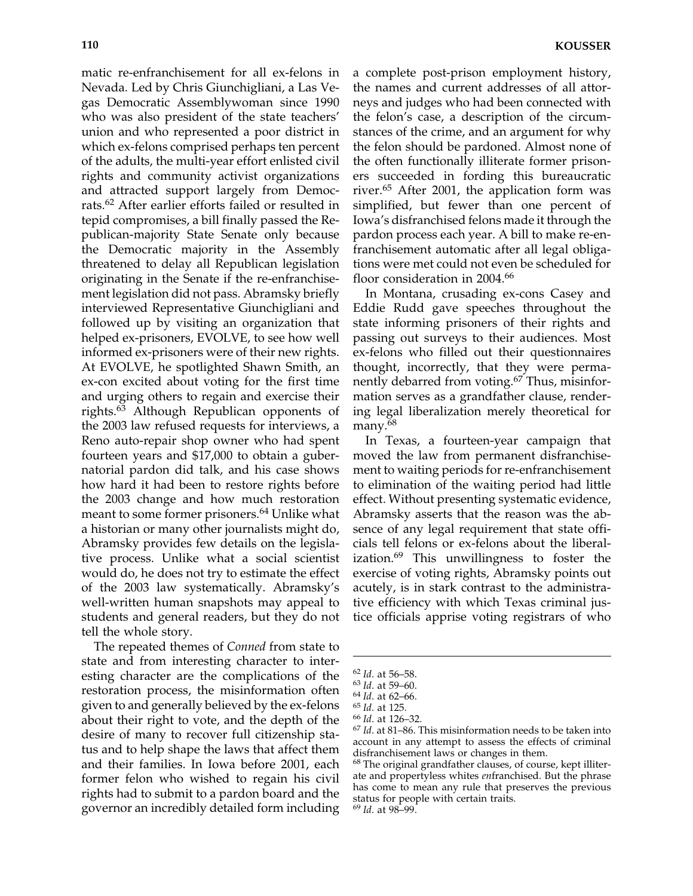matic re-enfranchisement for all ex-felons in Nevada. Led by Chris Giunchigliani, a Las Vegas Democratic Assemblywoman since 1990 who was also president of the state teachers' union and who represented a poor district in which ex-felons comprised perhaps ten percent of the adults, the multi-year effort enlisted civil rights and community activist organizations and attracted support largely from Democrats.[62] After earlier efforts failed or resulted in tepid compromises, a bill finally passed the Republican-majority State Senate only because the Democratic majority in the Assembly threatened to delay all Republican legislation originating in the Senate if the re-enfranchisement legislation did not pass. Abramsky briefly interviewed Representative Giunchigliani and followed up by visiting an organization that helped ex-prisoners, EVOLVE, to see how well informed ex-prisoners were of their new rights. At EVOLVE, he spotlighted Shawn Smith, an ex-con excited about voting for the first time and urging others to regain and exercise their rights.[63] Although Republican opponents of the 2003 law refused requests for interviews, a Reno auto-repair shop owner who had spent fourteen years and $17,000 to obtain a gubernatorial pardon did talk, and his case shows how hard it had been to restore rights before the 2003 change and how much restoration meant to some former prisoners.[64] Unlike what a historian or many other journalists might do, Abramsky provides few details on the legislative process. Unlike what a social scientist would do, he does not try to estimate the effect of the 2003 law systematically. Abramsky's well-written human snapshots may appeal to students and general readers, but they do not tell the whole story.

The repeated themes of *Conned* from state to state and from interesting character to interesting character are the complications of the restoration process, the misinformation often given to and generally believed by the ex-felons about their right to vote, and the depth of the desire of many to recover full citizenship status and to help shape the laws that affect them and their families. In Iowa before 2001, each former felon who wished to regain his civil rights had to submit to a pardon board and the governor an incredibly detailed form including a complete post-prison employment history, the names and current addresses of all attorneys and judges who had been connected with the felon's case, a description of the circumstances of the crime, and an argument for why the felon should be pardoned. Almost none of the often functionally illiterate former prisoners succeeded in fording this bureaucratic river.[65] After 2001, the application form was simplified, but fewer than one percent of Iowa's disfranchised felons made it through the pardon process each year. A bill to make re-enfranchisement automatic after all legal obligations were met could not even be scheduled for floor consideration in 2004.[66]

In Montana, crusading ex-cons Casey and Eddie Rudd gave speeches throughout the state informing prisoners of their rights and passing out surveys to their audiences. Most ex-felons who filled out their questionnaires thought, incorrectly, that they were permanently debarred from voting.[67] Thus, misinformation serves as a grandfather clause, rendering legal liberalization merely theoretical for many.[68]

In Texas, a fourteen-year campaign that moved the law from permanent disfranchisement to waiting periods for re-enfranchisement to elimination of the waiting period had little effect. Without presenting systematic evidence, Abramsky asserts that the reason was the absence of any legal requirement that state officials tell felons or ex-felons about the liberalization.[69] This unwillingness to foster the exercise of voting rights, Abramsky points out acutely, is in stark contrast to the administrative efficiency with which Texas criminal justice officials apprise voting registrars of who

---

[62] *Id*. at 56–58.

[63] *Id*. at 59–60.

[64] *Id*. at 62–66.

[65] *Id*. at 125.

[66] *Id*. at 126–32.

[67] *Id*. at 81–86. This misinformation needs to be taken into account in any attempt to assess the effects of criminal disfranchisement laws or changes in them.

[68] The original grandfather clauses, of course, kept illiterate and propertyless whites *en*franchised. But the phrase has come to mean any rule that preserves the previous status for people with certain traits.

[69] *Id*. at 98–99.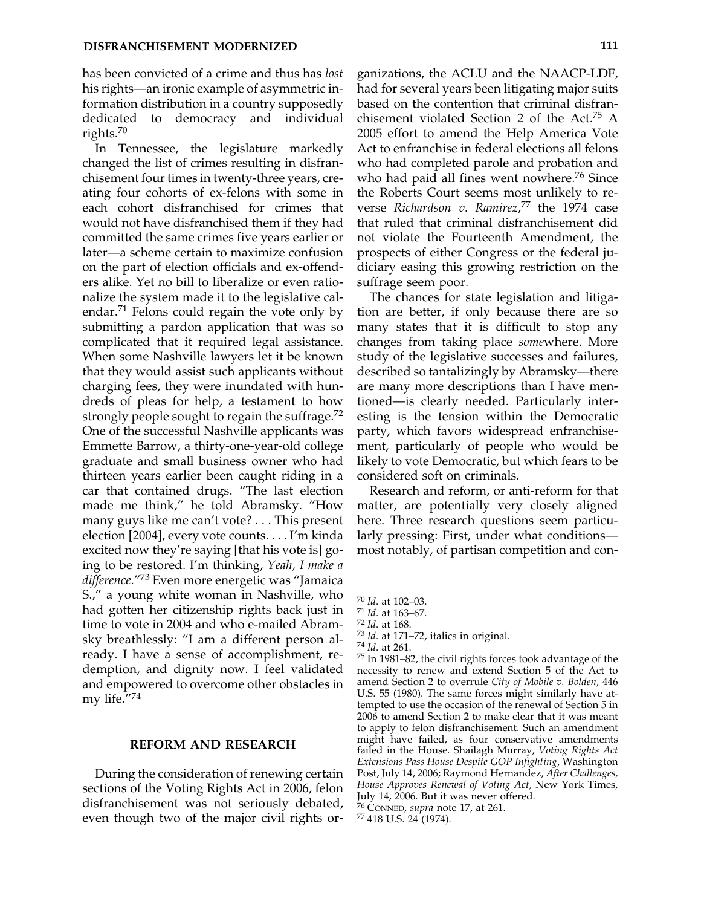has been convicted of a crime and thus has *lost* his rights—an ironic example of asymmetric information distribution in a country supposedly dedicated to democracy and individual rights.[70]

In Tennessee, the legislature markedly changed the list of crimes resulting in disfranchisement four times in twenty-three years, creating four cohorts of ex-felons with some in each cohort disfranchised for crimes that would not have disfranchised them if they had committed the same crimes five years earlier or later—a scheme certain to maximize confusion on the part of election officials and ex-offenders alike. Yet no bill to liberalize or even rationalize the system made it to the legislative calendar.[71] Felons could regain the vote only by submitting a pardon application that was so complicated that it required legal assistance. When some Nashville lawyers let it be known that they would assist such applicants without charging fees, they were inundated with hundreds of pleas for help, a testament to how strongly people sought to regain the suffrage.[72] One of the successful Nashville applicants was Emmette Barrow, a thirty-one-year-old college graduate and small business owner who had thirteen years earlier been caught riding in a car that contained drugs. "The last election made me think," he told Abramsky. "How many guys like me can't vote? . . . This present election [2004], every vote counts. . . . I'm kinda excited now they're saying [that his vote is] going to be restored. I'm thinking, *Yeah, I make a difference*."[73] Even more energetic was "Jamaica S.," a young white woman in Nashville, who had gotten her citizenship rights back just in time to vote in 2004 and who e-mailed Abramsky breathlessly: "I am a different person already. I have a sense of accomplishment, redemption, and dignity now. I feel validated and empowered to overcome other obstacles in my life."[74]

## REFORM AND RESEARCH

During the consideration of renewing certain sections of the Voting Rights Act in 2006, felon disfranchisement was not seriously debated, even though two of the major civil rights organizations, the ACLU and the NAACP-LDF, had for several years been litigating major suits based on the contention that criminal disfranchisement violated Section 2 of the Act.[75] A 2005 effort to amend the Help America Vote Act to enfranchise in federal elections all felons who had completed parole and probation and who had paid all fines went nowhere.[76] Since the Roberts Court seems most unlikely to reverse *Richardson v. Ramirez*,[77] the 1974 case that ruled that criminal disfranchisement did not violate the Fourteenth Amendment, the prospects of either Congress or the federal judiciary easing this growing restriction on the suffrage seem poor.

The chances for state legislation and litigation are better, if only because there are so many states that it is difficult to stop any changes from taking place *some*where. More study of the legislative successes and failures, described so tantalizingly by Abramsky—there are many more descriptions than I have mentioned—is clearly needed. Particularly interesting is the tension within the Democratic party, which favors widespread enfranchisement, particularly of people who would be likely to vote Democratic, but which fears to be considered soft on criminals.

Research and reform, or anti-reform for that matter, are potentially very closely aligned here. Three research questions seem particularly pressing: First, under what conditions—most notably, of partisan competition and con-

---

[70] *Id*. at 102–03.

[71] *Id*. at 163–67.

[72] *Id*. at 168.

[73] *Id*. at 171–72, italics in original.

[74] *Id*. at 261.

[75] In 1981–82, the civil rights forces took advantage of the necessity to renew and extend Section 5 of the Act to amend Section 2 to overrule *City of Mobile v. Bolden*, 446 U.S. 55 (1980). The same forces might similarly have attempted to use the occasion of the renewal of Section 5 in 2006 to amend Section 2 to make clear that it was meant to apply to felon disfranchisement. Such an amendment might have failed, as four conservative amendments failed in the House. Shailagh Murray, *Voting Rights Act Extensions Pass House Despite GOP Infighting*, Washington Post, July 14, 2006; Raymond Hernandez, *After Challenges, House Approves Renewal of Voting Act*, New York Times, July 14, 2006. But it was never offered.

[76] Conned, *supra* note 17, at 261.

[77] 418 U.S. 24 (1974).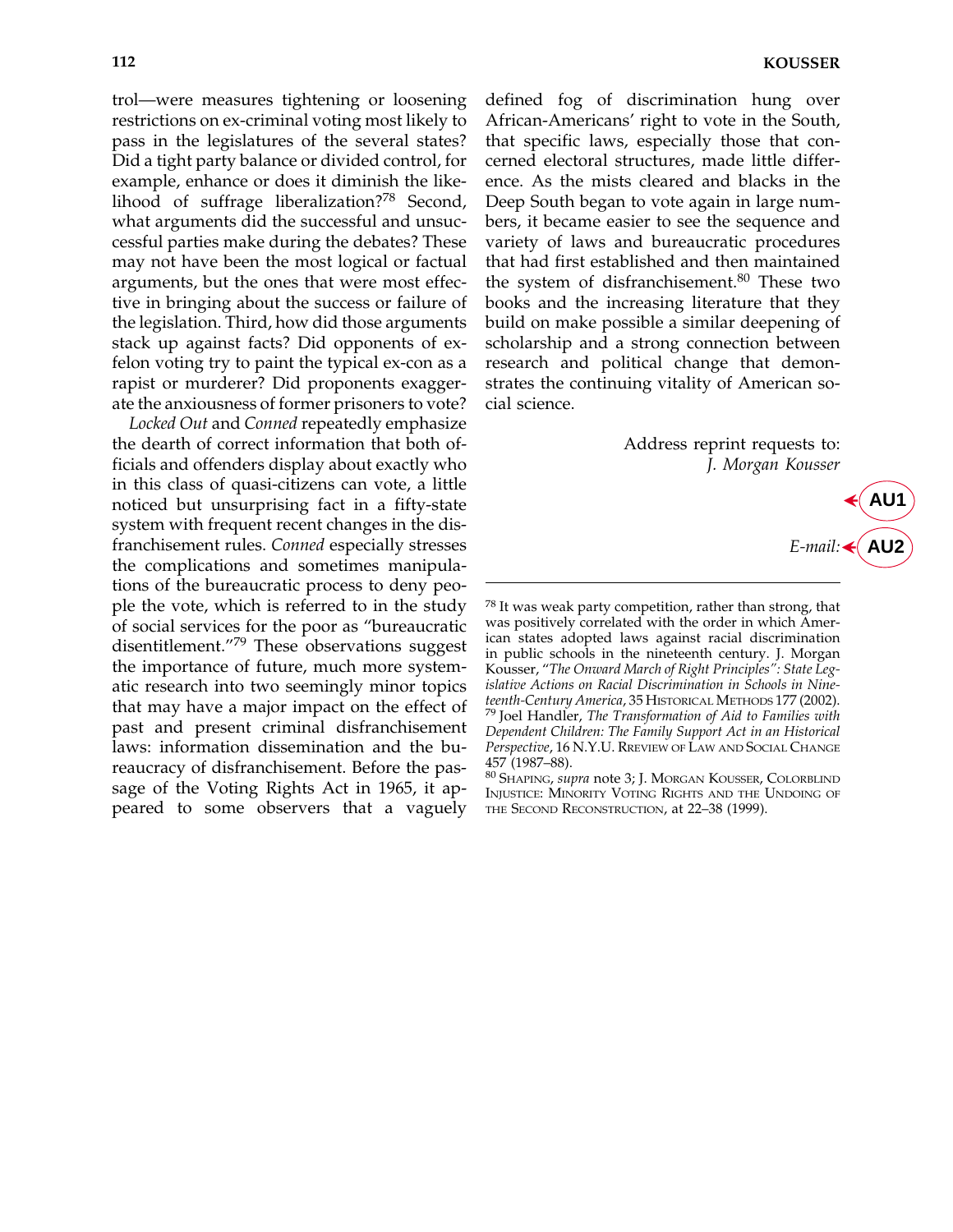trol—were measures tightening or loosening restrictions on ex-criminal voting most likely to pass in the legislatures of the several states? Did a tight party balance or divided control, for example, enhance or does it diminish the likelihood of suffrage liberalization?[78] Second, what arguments did the successful and unsuccessful parties make during the debates? These may not have been the most logical or factual arguments, but the ones that were most effective in bringing about the success or failure of the legislation. Third, how did those arguments stack up against facts? Did opponents of ex-felon voting try to paint the typical ex-con as a rapist or murderer? Did proponents exaggerate the anxiousness of former prisoners to vote?

*Locked Out* and *Conned* repeatedly emphasize the dearth of correct information that both officials and offenders display about exactly who in this class of quasi-citizens can vote, a little noticed but unsurprising fact in a fifty-state system with frequent recent changes in the disfranchisement rules. *Conned* especially stresses the complications and sometimes manipulations of the bureaucratic process to deny people the vote, which is referred to in the study of social services for the poor as "bureaucratic disentitlement."[79] These observations suggest the importance of future, much more systematic research into two seemingly minor topics that may have a major impact on the effect of past and present criminal disfranchisement laws: information dissemination and the bureaucracy of disfranchisement. Before the passage of the Voting Rights Act in 1965, it appeared to some observers that a vaguely defined fog of discrimination hung over African-Americans' right to vote in the South, that specific laws, especially those that concerned electoral structures, made little difference. As the mists cleared and blacks in the Deep South began to vote again in large numbers, it became easier to see the sequence and variety of laws and bureaucratic procedures that had first established and then maintained the system of disfranchisement.[80] These two books and the increasing literature that they build on make possible a similar deepening of scholarship and a strong connection between research and political change that demonstrates the continuing vitality of American social science.

Address reprint requests to:
*J. Morgan Kousser*

AU1

*E-mail:* AU2

---

[78] It was weak party competition, rather than strong, that was positively correlated with the order in which American states adopted laws against racial discrimination in public schools in the nineteenth century. J. Morgan Kousser, "*The Onward March of Right Principles": State Legislative Actions on Racial Discrimination in Schools in Nineteenth-Century America*, 35 Historical Methods 177 (2002).

[79] Joel Handler, *The Transformation of Aid to Families with Dependent Children: The Family Support Act in an Historical Perspective*, 16 N.Y.U. Rreview of Law and Social Change 457 (1987–88).

[80] Shaping, *supra* note 3; J. Morgan Kousser, Colorblind Injustice: Minority Voting Rights and the Undoing of the Second Reconstruction, at 22–38 (1999).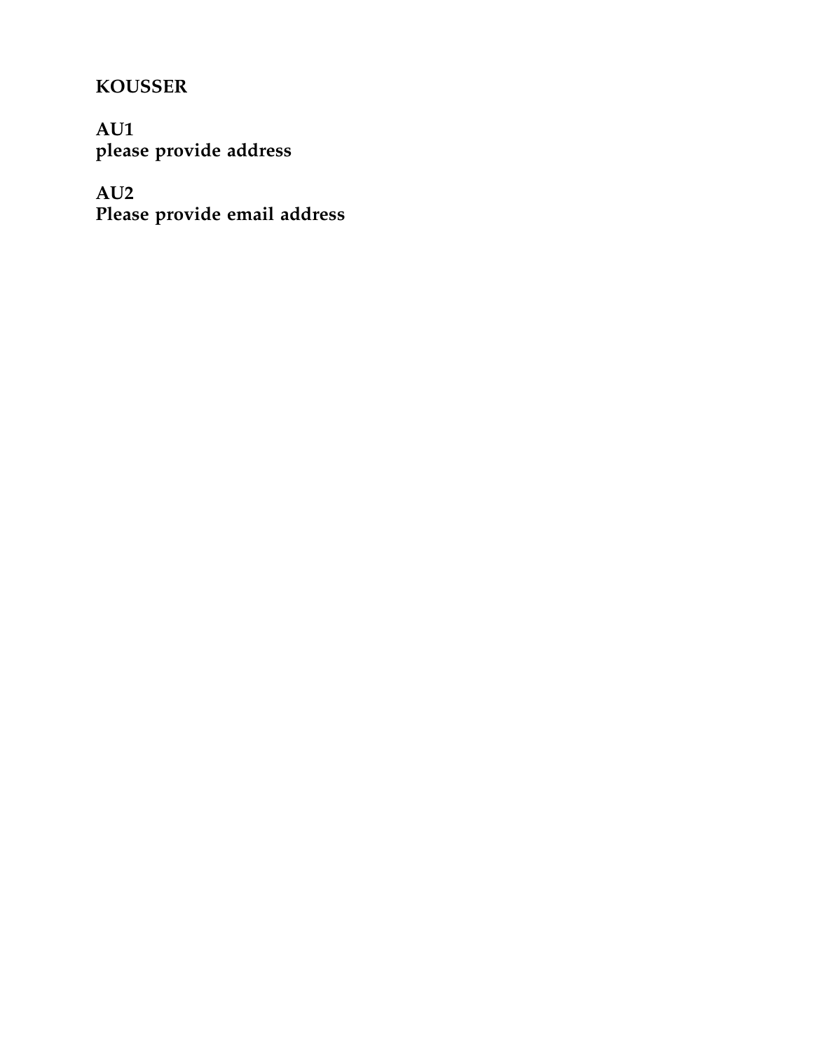**KOUSSER**

**AU1**
**please provide address**

**AU2**
**Please provide email address**